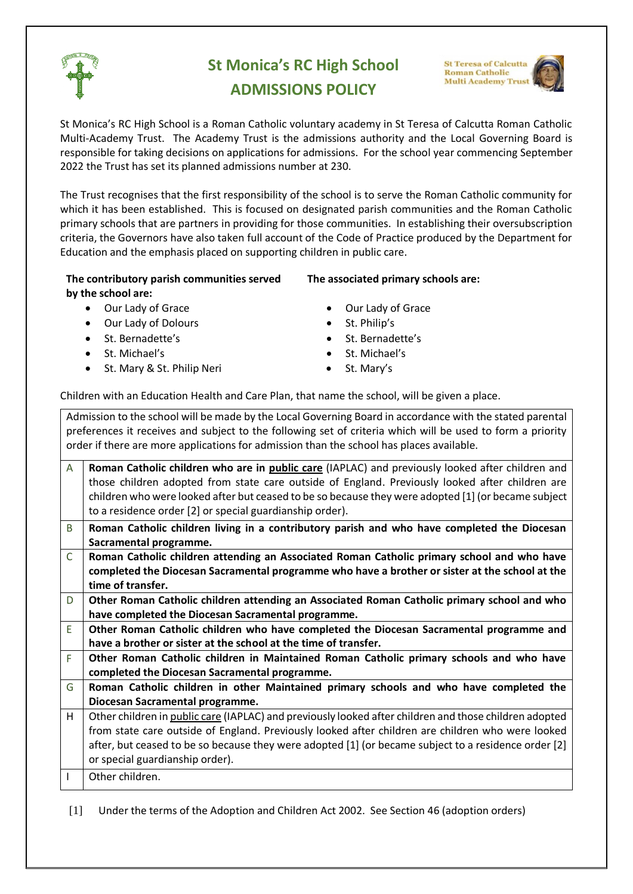# St Monica's RC High School

## ADMISSIONS POLICY

St Teresa of Calcutta Roman Catholic Multi Academy Trust

St Monica's RC High School is a Roman Catholic voluntary academy in St Teresa of Calcutta Roman Catholic Multi-Academy Trust. The Academy Trust is the admissions authority and the Local Governing Board is responsible for taking decisions on applications for admissions. For the school year commencing September 2022 the Trust has set its planned admissions number at 230.

The Trust recognises that the first responsibility of the school is to serve the Roman Catholic community for which it has been established. This is focused on designated parish communities and the Roman Catholic primary schools that are partners in providing for those communities. In establishing their oversubscription criteria, the Governors have also taken full account of the Code of Practice produced by the Department for Education and the emphasis placed on supporting children in public care.

**The contributory parish communities served by the school are:**

- Our Lady of Grace
- Our Lady of Dolours
- St. Bernadette's
- St. Michael's
- St. Mary & St. Philip Neri

**The associated primary schools are:**

- Our Lady of Grace
- St. Philip's
- St. Bernadette's
- St. Michael's
- St. Mary's

Children with an Education Health and Care Plan, that name the school, will be given a place.

Admission to the school will be made by the Local Governing Board in accordance with the stated parental preferences it receives and subject to the following set of criteria which will be used to form a priority order if there are more applications for admission than the school has places available.

| | |
|---|---|
| A | **Roman Catholic children who are in public care** (IAPLAC) and previously looked after children and those children adopted from state care outside of England. Previously looked after children are children who were looked after but ceased to be so because they were adopted [1] (or became subject to a residence order [2] or special guardianship order). |
| B | **Roman Catholic children living in a contributory parish and who have completed the Diocesan Sacramental programme.** |
| C | **Roman Catholic children attending an Associated Roman Catholic primary school and who have completed the Diocesan Sacramental programme who have a brother or sister at the school at the time of transfer.** |
| D | **Other Roman Catholic children attending an Associated Roman Catholic primary school and who have completed the Diocesan Sacramental programme.** |
| E | **Other Roman Catholic children who have completed the Diocesan Sacramental programme and have a brother or sister at the school at the time of transfer.** |
| F | **Other Roman Catholic children in Maintained Roman Catholic primary schools and who have completed the Diocesan Sacramental programme.** |
| G | **Roman Catholic children in other Maintained primary schools and who have completed the Diocesan Sacramental programme.** |
| H | Other children in public care (IAPLAC) and previously looked after children and those children adopted from state care outside of England. Previously looked after children are children who were looked after, but ceased to be so because they were adopted [1] (or became subject to a residence order [2] or special guardianship order). |
| I | Other children. |

[1] Under the terms of the Adoption and Children Act 2002. See Section 46 (adoption orders)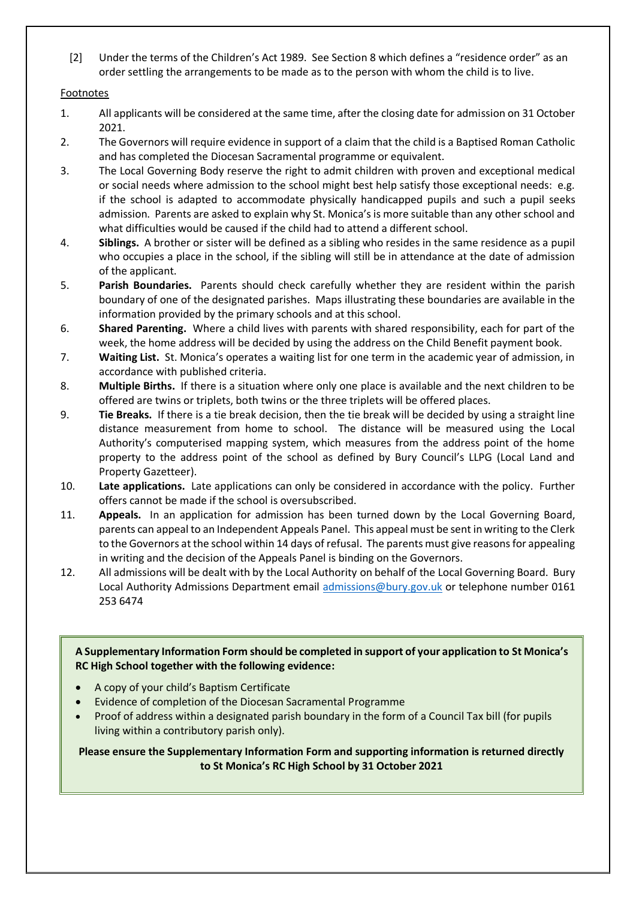[2] Under the terms of the Children's Act 1989. See Section 8 which defines a "residence order" as an order settling the arrangements to be made as to the person with whom the child is to live.

Footnotes

1. All applicants will be considered at the same time, after the closing date for admission on 31 October 2021.
2. The Governors will require evidence in support of a claim that the child is a Baptised Roman Catholic and has completed the Diocesan Sacramental programme or equivalent.
3. The Local Governing Body reserve the right to admit children with proven and exceptional medical or social needs where admission to the school might best help satisfy those exceptional needs: e.g. if the school is adapted to accommodate physically handicapped pupils and such a pupil seeks admission. Parents are asked to explain why St. Monica's is more suitable than any other school and what difficulties would be caused if the child had to attend a different school.
4. **Siblings.** A brother or sister will be defined as a sibling who resides in the same residence as a pupil who occupies a place in the school, if the sibling will still be in attendance at the date of admission of the applicant.
5. **Parish Boundaries.** Parents should check carefully whether they are resident within the parish boundary of one of the designated parishes. Maps illustrating these boundaries are available in the information provided by the primary schools and at this school.
6. **Shared Parenting.** Where a child lives with parents with shared responsibility, each for part of the week, the home address will be decided by using the address on the Child Benefit payment book.
7. **Waiting List.** St. Monica's operates a waiting list for one term in the academic year of admission, in accordance with published criteria.
8. **Multiple Births.** If there is a situation where only one place is available and the next children to be offered are twins or triplets, both twins or the three triplets will be offered places.
9. **Tie Breaks.** If there is a tie break decision, then the tie break will be decided by using a straight line distance measurement from home to school. The distance will be measured using the Local Authority's computerised mapping system, which measures from the address point of the home property to the address point of the school as defined by Bury Council's LLPG (Local Land and Property Gazetteer).
10. **Late applications.** Late applications can only be considered in accordance with the policy. Further offers cannot be made if the school is oversubscribed.
11. **Appeals.** In an application for admission has been turned down by the Local Governing Board, parents can appeal to an Independent Appeals Panel. This appeal must be sent in writing to the Clerk to the Governors at the school within 14 days of refusal. The parents must give reasons for appealing in writing and the decision of the Appeals Panel is binding on the Governors.
12. All admissions will be dealt with by the Local Authority on behalf of the Local Governing Board. Bury Local Authority Admissions Department email admissions@bury.gov.uk or telephone number 0161 253 6474

**A Supplementary Information Form should be completed in support of your application to St Monica's RC High School together with the following evidence:**

- A copy of your child's Baptism Certificate
- Evidence of completion of the Diocesan Sacramental Programme
- Proof of address within a designated parish boundary in the form of a Council Tax bill (for pupils living within a contributory parish only).

**Please ensure the Supplementary Information Form and supporting information is returned directly to St Monica's RC High School by 31 October 2021**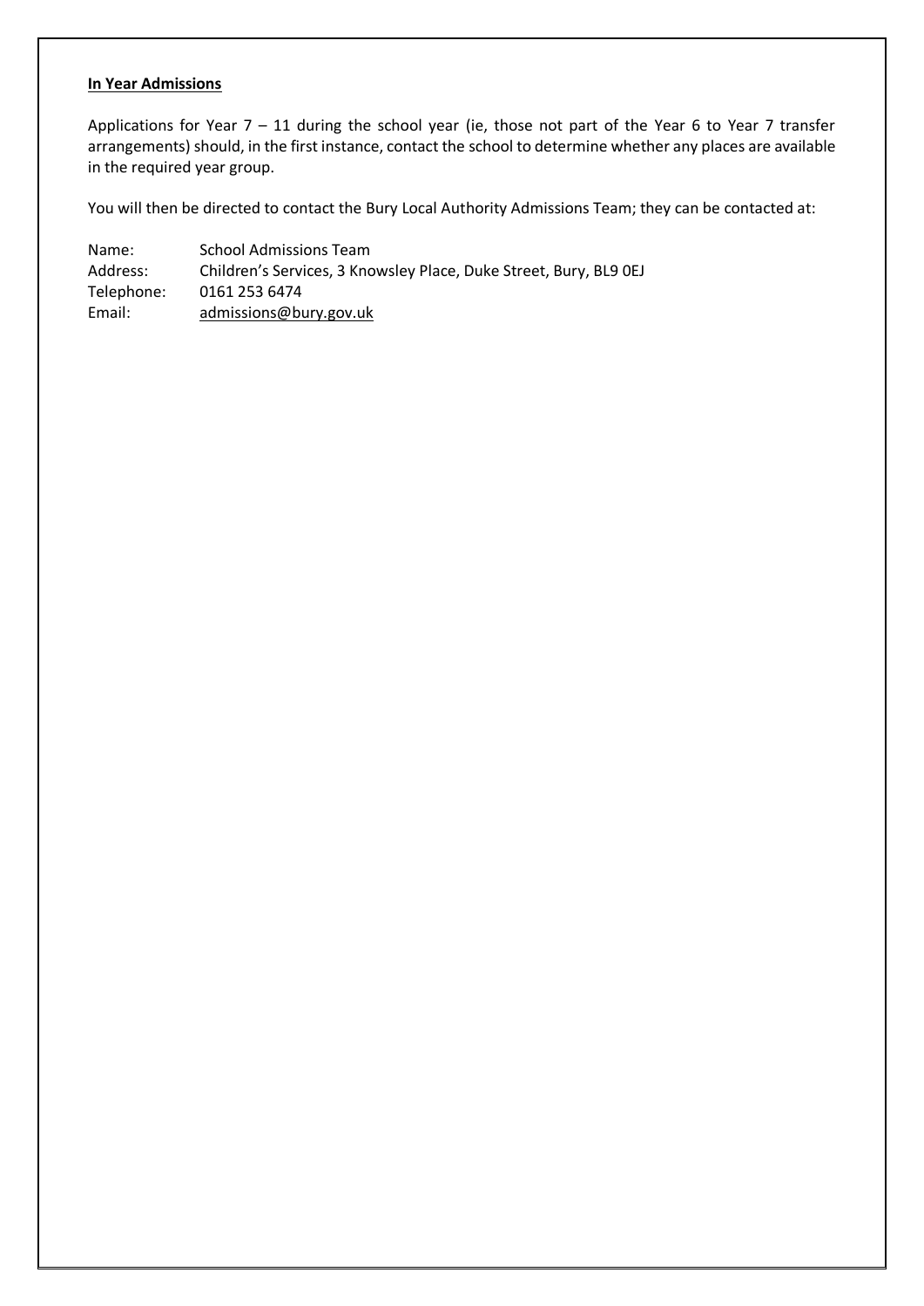**In Year Admissions**

Applications for Year 7 – 11 during the school year (ie, those not part of the Year 6 to Year 7 transfer arrangements) should, in the first instance, contact the school to determine whether any places are available in the required year group.

You will then be directed to contact the Bury Local Authority Admissions Team; they can be contacted at:

| | |
|---|---|
| Name: | School Admissions Team |
| Address: | Children's Services, 3 Knowsley Place, Duke Street, Bury, BL9 0EJ |
| Telephone: | 0161 253 6474 |
| Email: | admissions@bury.gov.uk |